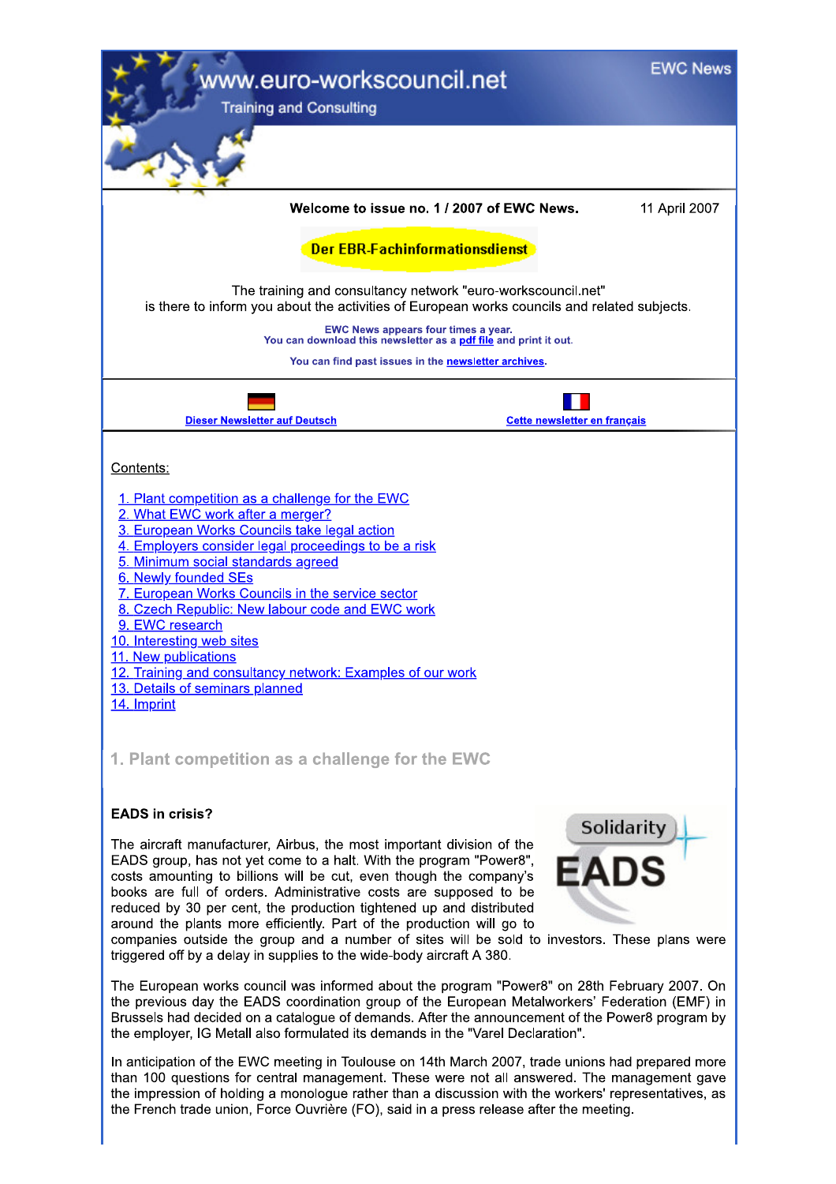www.euro-workscouncil.net

Training and Consulting

EWC News

**Welcome to issue no. 1 / 2007 of EWC News.** 11 April 2007

**Der EBR-Fachinformationsdienst**

The training and consultancy network "euro-workscouncil.net"
is there to inform you about the activities of European works councils and related subjects.

**EWC News appears four times a year.**
**You can download this newsletter as a pdf file and print it out.**

**You can find past issues in the newsletter archives.**

**Dieser Newsletter auf Deutsch** | **Cette newsletter en français**

Contents:

1. Plant competition as a challenge for the EWC
2. What EWC work after a merger?
3. European Works Councils take legal action
4. Employers consider legal proceedings to be a risk
5. Minimum social standards agreed
6. Newly founded SEs
7. European Works Councils in the service sector
8. Czech Republic: New labour code and EWC work
9. EWC research
10. Interesting web sites
11. New publications
12. Training and consultancy network: Examples of our work
13. Details of seminars planned
14. Imprint

## 1. Plant competition as a challenge for the EWC

### EADS in crisis?

Solidarity EADS

The aircraft manufacturer, Airbus, the most important division of the EADS group, has not yet come to a halt. With the program "Power8", costs amounting to billions will be cut, even though the company's books are full of orders. Administrative costs are supposed to be reduced by 30 per cent, the production tightened up and distributed around the plants more efficiently. Part of the production will go to companies outside the group and a number of sites will be sold to investors. These plans were triggered off by a delay in supplies to the wide-body aircraft A 380.

The European works council was informed about the program "Power8" on 28th February 2007. On the previous day the EADS coordination group of the European Metalworkers' Federation (EMF) in Brussels had decided on a catalogue of demands. After the announcement of the Power8 program by the employer, IG Metall also formulated its demands in the "Varel Declaration".

In anticipation of the EWC meeting in Toulouse on 14th March 2007, trade unions had prepared more than 100 questions for central management. These were not all answered. The management gave the impression of holding a monologue rather than a discussion with the workers' representatives, as the French trade union, Force Ouvrière (FO), said in a press release after the meeting.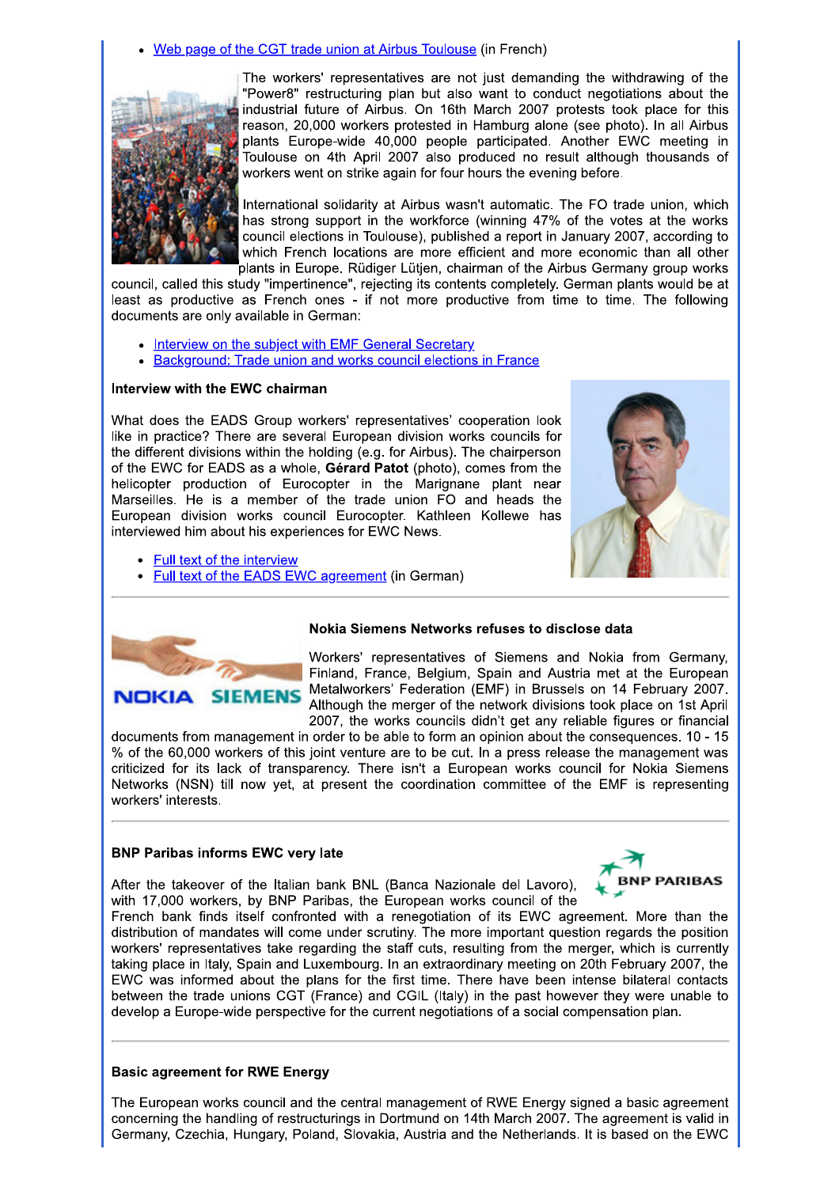- Web page of the CGT trade union at Airbus Toulouse (in French)

The workers' representatives are not just demanding the withdrawing of the "Power8" restructuring plan but also want to conduct negotiations about the industrial future of Airbus. On 16th March 2007 protests took place for this reason, 20,000 workers protested in Hamburg alone (see photo). In all Airbus plants Europe-wide 40,000 people participated. Another EWC meeting in Toulouse on 4th April 2007 also produced no result although thousands of workers went on strike again for four hours the evening before.

International solidarity at Airbus wasn't automatic. The FO trade union, which has strong support in the workforce (winning 47% of the votes at the works council elections in Toulouse), published a report in January 2007, according to which French locations are more efficient and more economic than all other plants in Europe. Rüdiger Lütjen, chairman of the Airbus Germany group works council, called this study "impertinence", rejecting its contents completely. German plants would be at least as productive as French ones - if not more productive from time to time. The following documents are only available in German:

- Interview on the subject with EMF General Secretary
- Background: Trade union and works council elections in France

**Interview with the EWC chairman**

What does the EADS Group workers' representatives' cooperation look like in practice? There are several European division works councils for the different divisions within the holding (e.g. for Airbus). The chairperson of the EWC for EADS as a whole, **Gérard Patot** (photo), comes from the helicopter production of Eurocopter in the Marignane plant near Marseilles. He is a member of the trade union FO and heads the European division works council Eurocopter. Kathleen Kollewe has interviewed him about his experiences for EWC News.

- Full text of the interview
- Full text of the EADS EWC agreement (in German)

---

**Nokia Siemens Networks refuses to disclose data**

Workers' representatives of Siemens and Nokia from Germany, Finland, France, Belgium, Spain and Austria met at the European Metalworkers' Federation (EMF) in Brussels on 14 February 2007. Although the merger of the network divisions took place on 1st April 2007, the works councils didn't get any reliable figures or financial documents from management in order to be able to form an opinion about the consequences. 10 - 15 % of the 60,000 workers of this joint venture are to be cut. In a press release the management was criticized for its lack of transparency. There isn't a European works council for Nokia Siemens Networks (NSN) till now yet, at present the coordination committee of the EMF is representing workers' interests.

---

**BNP Paribas informs EWC very late**

After the takeover of the Italian bank BNL (Banca Nazionale del Lavoro), with 17,000 workers, by BNP Paribas, the European works council of the French bank finds itself confronted with a renegotiation of its EWC agreement. More than the distribution of mandates will come under scrutiny. The more important question regards the position workers' representatives take regarding the staff cuts, resulting from the merger, which is currently taking place in Italy, Spain and Luxembourg. In an extraordinary meeting on 20th February 2007, the EWC was informed about the plans for the first time. There have been intense bilateral contacts between the trade unions CGT (France) and CGIL (Italy) in the past however they were unable to develop a Europe-wide perspective for the current negotiations of a social compensation plan.

---

**Basic agreement for RWE Energy**

The European works council and the central management of RWE Energy signed a basic agreement concerning the handling of restructurings in Dortmund on 14th March 2007. The agreement is valid in Germany, Czechia, Hungary, Poland, Slovakia, Austria and the Netherlands. It is based on the EWC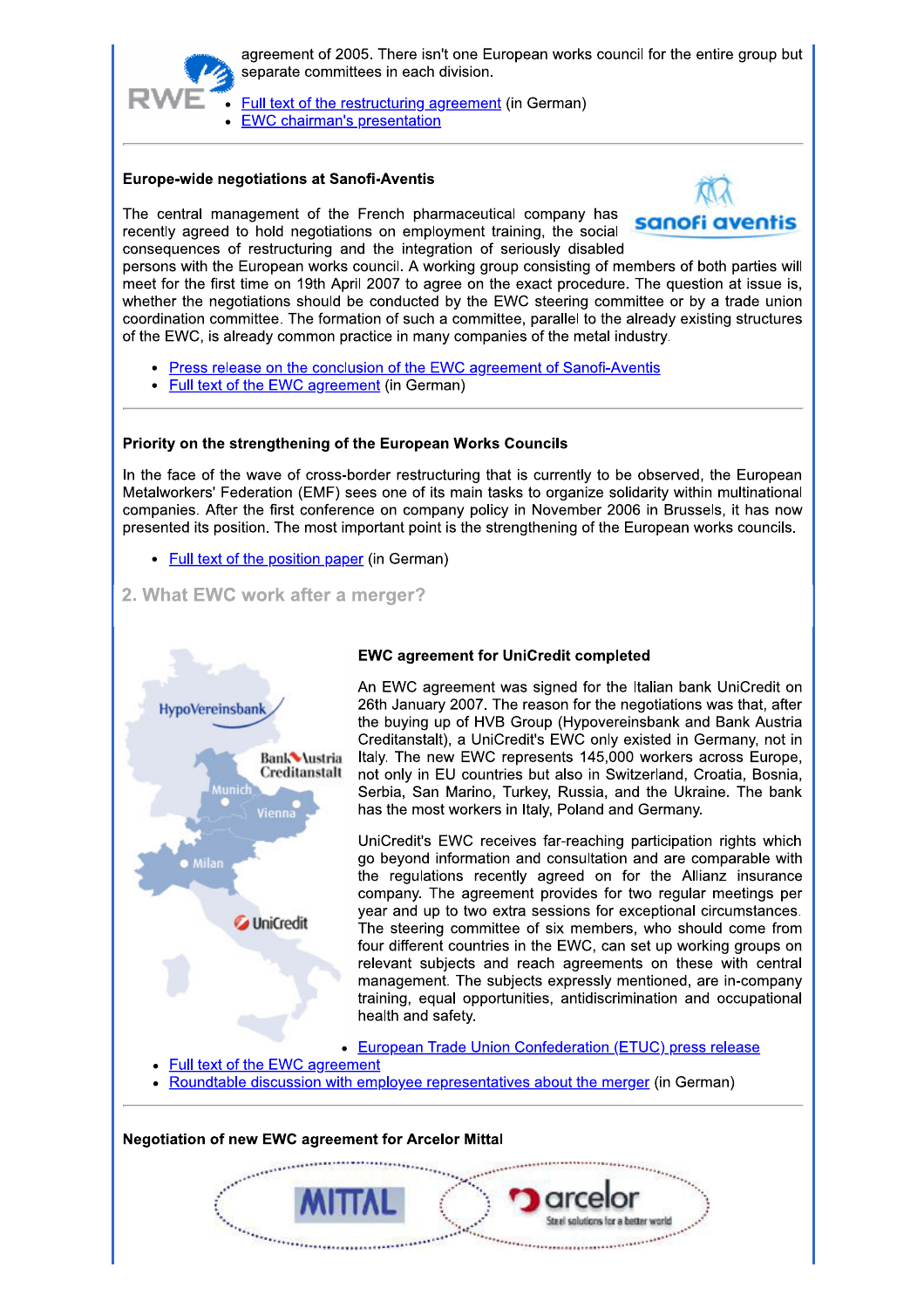agreement of 2005. There isn't one European works council for the entire group but separate committees in each division.

- Full text of the restructuring agreement (in German)
- EWC chairman's presentation

---

**Europe-wide negotiations at Sanofi-Aventis**

The central management of the French pharmaceutical company has recently agreed to hold negotiations on employment training, the social consequences of restructuring and the integration of seriously disabled persons with the European works council. A working group consisting of members of both parties will meet for the first time on 19th April 2007 to agree on the exact procedure. The question at issue is, whether the negotiations should be conducted by the EWC steering committee or by a trade union coordination committee. The formation of such a committee, parallel to the already existing structures of the EWC, is already common practice in many companies of the metal industry.

- Press release on the conclusion of the EWC agreement of Sanofi-Aventis
- Full text of the EWC agreement (in German)

---

**Priority on the strengthening of the European Works Councils**

In the face of the wave of cross-border restructuring that is currently to be observed, the European Metalworkers' Federation (EMF) sees one of its main tasks to organize solidarity within multinational companies. After the first conference on company policy in November 2006 in Brussels, it has now presented its position. The most important point is the strengthening of the European works councils.

- Full text of the position paper (in German)

## 2. What EWC work after a merger?

**EWC agreement for UniCredit completed**

An EWC agreement was signed for the Italian bank UniCredit on 26th January 2007. The reason for the negotiations was that, after the buying up of HVB Group (Hypovereinsbank and Bank Austria Creditanstalt), a UniCredit's EWC only existed in Germany, not in Italy. The new EWC represents 145,000 workers across Europe, not only in EU countries but also in Switzerland, Croatia, Bosnia, Serbia, San Marino, Turkey, Russia, and the Ukraine. The bank has the most workers in Italy, Poland and Germany.

UniCredit's EWC receives far-reaching participation rights which go beyond information and consultation and are comparable with the regulations recently agreed on for the Allianz insurance company. The agreement provides for two regular meetings per year and up to two extra sessions for exceptional circumstances. The steering committee of six members, who should come from four different countries in the EWC, can set up working groups on relevant subjects and reach agreements on these with central management. The subjects expressly mentioned, are in-company training, equal opportunities, antidiscrimination and occupational health and safety.

- European Trade Union Confederation (ETUC) press release
- Full text of the EWC agreement
- Roundtable discussion with employee representatives about the merger (in German)

---

**Negotiation of new EWC agreement for Arcelor Mittal**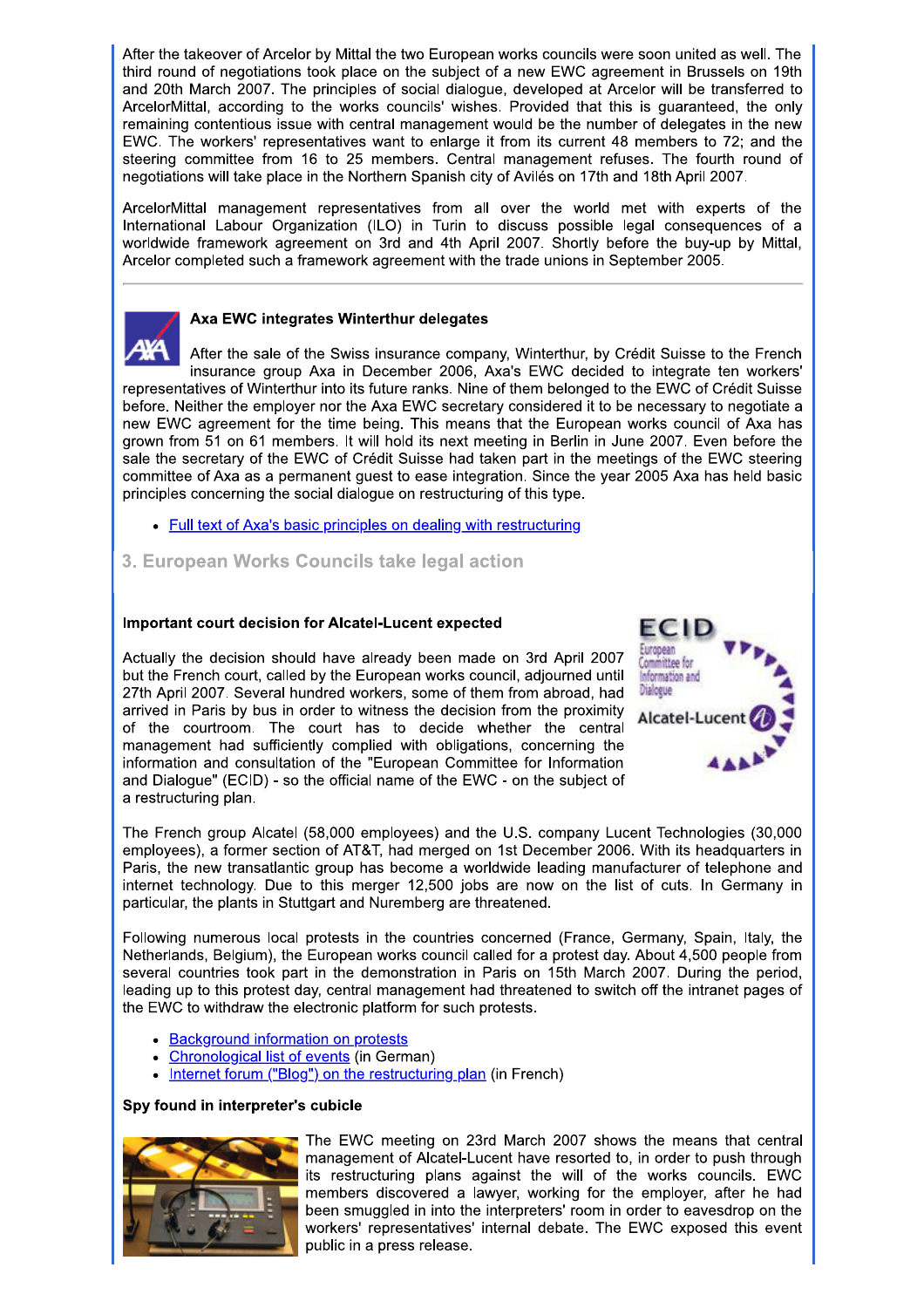After the takeover of Arcelor by Mittal the two European works councils were soon united as well. The third round of negotiations took place on the subject of a new EWC agreement in Brussels on 19th and 20th March 2007. The principles of social dialogue, developed at Arcelor will be transferred to ArcelorMittal, according to the works councils' wishes. Provided that this is guaranteed, the only remaining contentious issue with central management would be the number of delegates in the new EWC. The workers' representatives want to enlarge it from its current 48 members to 72; and the steering committee from 16 to 25 members. Central management refuses. The fourth round of negotiations will take place in the Northern Spanish city of Avilés on 17th and 18th April 2007.

ArcelorMittal management representatives from all over the world met with experts of the International Labour Organization (ILO) in Turin to discuss possible legal consequences of a worldwide framework agreement on 3rd and 4th April 2007. Shortly before the buy-up by Mittal, Arcelor completed such a framework agreement with the trade unions in September 2005.

---

### Axa EWC integrates Winterthur delegates

After the sale of the Swiss insurance company, Winterthur, by Crédit Suisse to the French insurance group Axa in December 2006, Axa's EWC decided to integrate ten workers' representatives of Winterthur into its future ranks. Nine of them belonged to the EWC of Crédit Suisse before. Neither the employer nor the Axa EWC secretary considered it to be necessary to negotiate a new EWC agreement for the time being. This means that the European works council of Axa has grown from 51 on 61 members. It will hold its next meeting in Berlin in June 2007. Even before the sale the secretary of the EWC of Crédit Suisse had taken part in the meetings of the EWC steering committee of Axa as a permanent guest to ease integration. Since the year 2005 Axa has held basic principles concerning the social dialogue on restructuring of this type.

- Full text of Axa's basic principles on dealing with restructuring

## 3. European Works Councils take legal action

### Important court decision for Alcatel-Lucent expected

Actually the decision should have already been made on 3rd April 2007 but the French court, called by the European works council, adjourned until 27th April 2007. Several hundred workers, some of them from abroad, had arrived in Paris by bus in order to witness the decision from the proximity of the courtroom. The court has to decide whether the central management had sufficiently complied with obligations, concerning the information and consultation of the "European Committee for Information and Dialogue" (ECID) - so the official name of the EWC - on the subject of a restructuring plan.

The French group Alcatel (58,000 employees) and the U.S. company Lucent Technologies (30,000 employees), a former section of AT&T, had merged on 1st December 2006. With its headquarters in Paris, the new transatlantic group has become a worldwide leading manufacturer of telephone and internet technology. Due to this merger 12,500 jobs are now on the list of cuts. In Germany in particular, the plants in Stuttgart and Nuremberg are threatened.

Following numerous local protests in the countries concerned (France, Germany, Spain, Italy, the Netherlands, Belgium), the European works council called for a protest day. About 4,500 people from several countries took part in the demonstration in Paris on 15th March 2007. During the period, leading up to this protest day, central management had threatened to switch off the intranet pages of the EWC to withdraw the electronic platform for such protests.

- Background information on protests
- Chronological list of events (in German)
- Internet forum ("Blog") on the restructuring plan (in French)

### Spy found in interpreter's cubicle

The EWC meeting on 23rd March 2007 shows the means that central management of Alcatel-Lucent have resorted to, in order to push through its restructuring plans against the will of the works councils. EWC members discovered a lawyer, working for the employer, after he had been smuggled in into the interpreters' room in order to eavesdrop on the workers' representatives' internal debate. The EWC exposed this event public in a press release.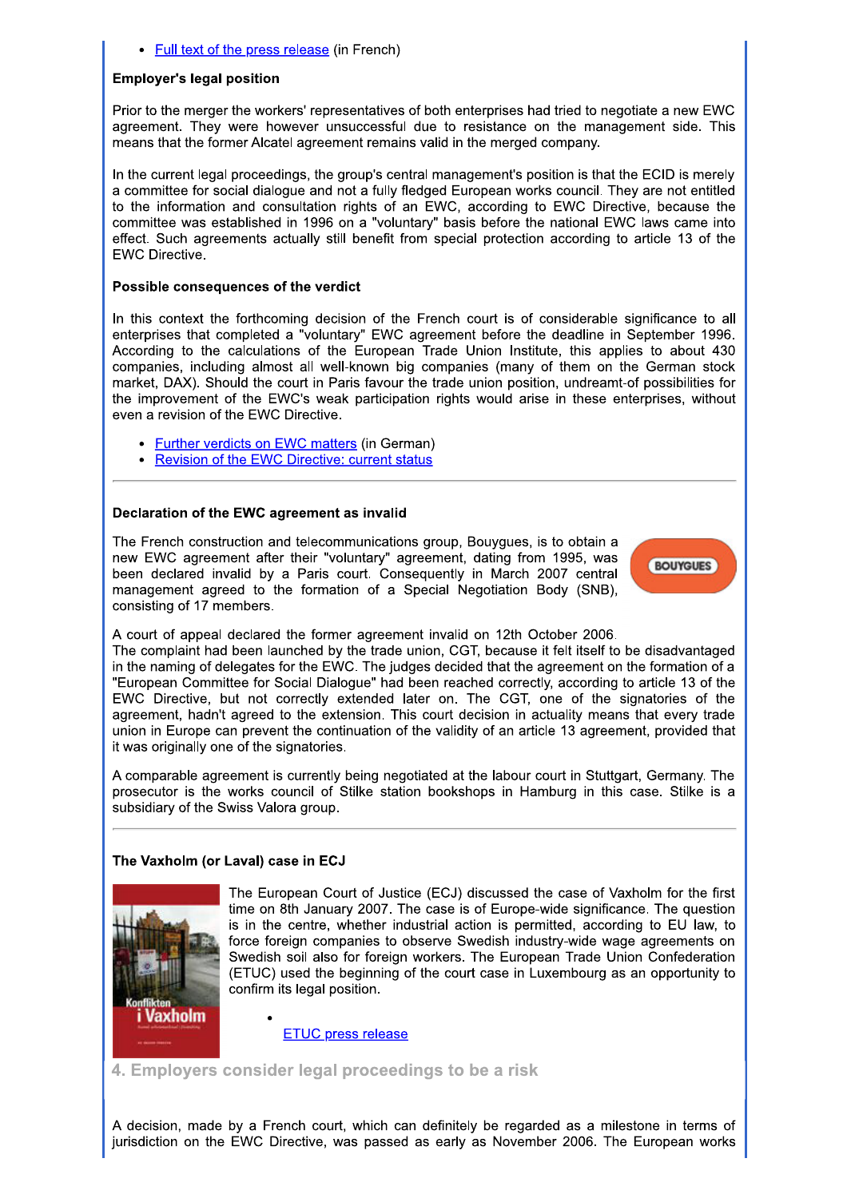- Full text of the press release (in French)

**Employer's legal position**

Prior to the merger the workers' representatives of both enterprises had tried to negotiate a new EWC agreement. They were however unsuccessful due to resistance on the management side. This means that the former Alcatel agreement remains valid in the merged company.

In the current legal proceedings, the group's central management's position is that the ECID is merely a committee for social dialogue and not a fully fledged European works council. They are not entitled to the information and consultation rights of an EWC, according to EWC Directive, because the committee was established in 1996 on a "voluntary" basis before the national EWC laws came into effect. Such agreements actually still benefit from special protection according to article 13 of the EWC Directive.

**Possible consequences of the verdict**

In this context the forthcoming decision of the French court is of considerable significance to all enterprises that completed a "voluntary" EWC agreement before the deadline in September 1996. According to the calculations of the European Trade Union Institute, this applies to about 430 companies, including almost all well-known big companies (many of them on the German stock market, DAX). Should the court in Paris favour the trade union position, undreamt-of possibilities for the improvement of the EWC's weak participation rights would arise in these enterprises, without even a revision of the EWC Directive.

- Further verdicts on EWC matters (in German)
- Revision of the EWC Directive: current status

---

**Declaration of the EWC agreement as invalid**

The French construction and telecommunications group, Bouygues, is to obtain a new EWC agreement after their "voluntary" agreement, dating from 1995, was been declared invalid by a Paris court. Consequently in March 2007 central management agreed to the formation of a Special Negotiation Body (SNB), consisting of 17 members.

A court of appeal declared the former agreement invalid on 12th October 2006.
The complaint had been launched by the trade union, CGT, because it felt itself to be disadvantaged in the naming of delegates for the EWC. The judges decided that the agreement on the formation of a "European Committee for Social Dialogue" had been reached correctly, according to article 13 of the EWC Directive, but not correctly extended later on. The CGT, one of the signatories of the agreement, hadn't agreed to the extension. This court decision in actuality means that every trade union in Europe can prevent the continuation of the validity of an article 13 agreement, provided that it was originally one of the signatories.

A comparable agreement is currently being negotiated at the labour court in Stuttgart, Germany. The prosecutor is the works council of Stilke station bookshops in Hamburg in this case. Stilke is a subsidiary of the Swiss Valora group.

---

**The Vaxholm (or Laval) case in ECJ**

The European Court of Justice (ECJ) discussed the case of Vaxholm for the first time on 8th January 2007. The case is of Europe-wide significance. The question is in the centre, whether industrial action is permitted, according to EU law, to force foreign companies to observe Swedish industry-wide wage agreements on Swedish soil also for foreign workers. The European Trade Union Confederation (ETUC) used the beginning of the court case in Luxembourg as an opportunity to confirm its legal position.

- ETUC press release

## 4. Employers consider legal proceedings to be a risk

A decision, made by a French court, which can definitely be regarded as a milestone in terms of jurisdiction on the EWC Directive, was passed as early as November 2006. The European works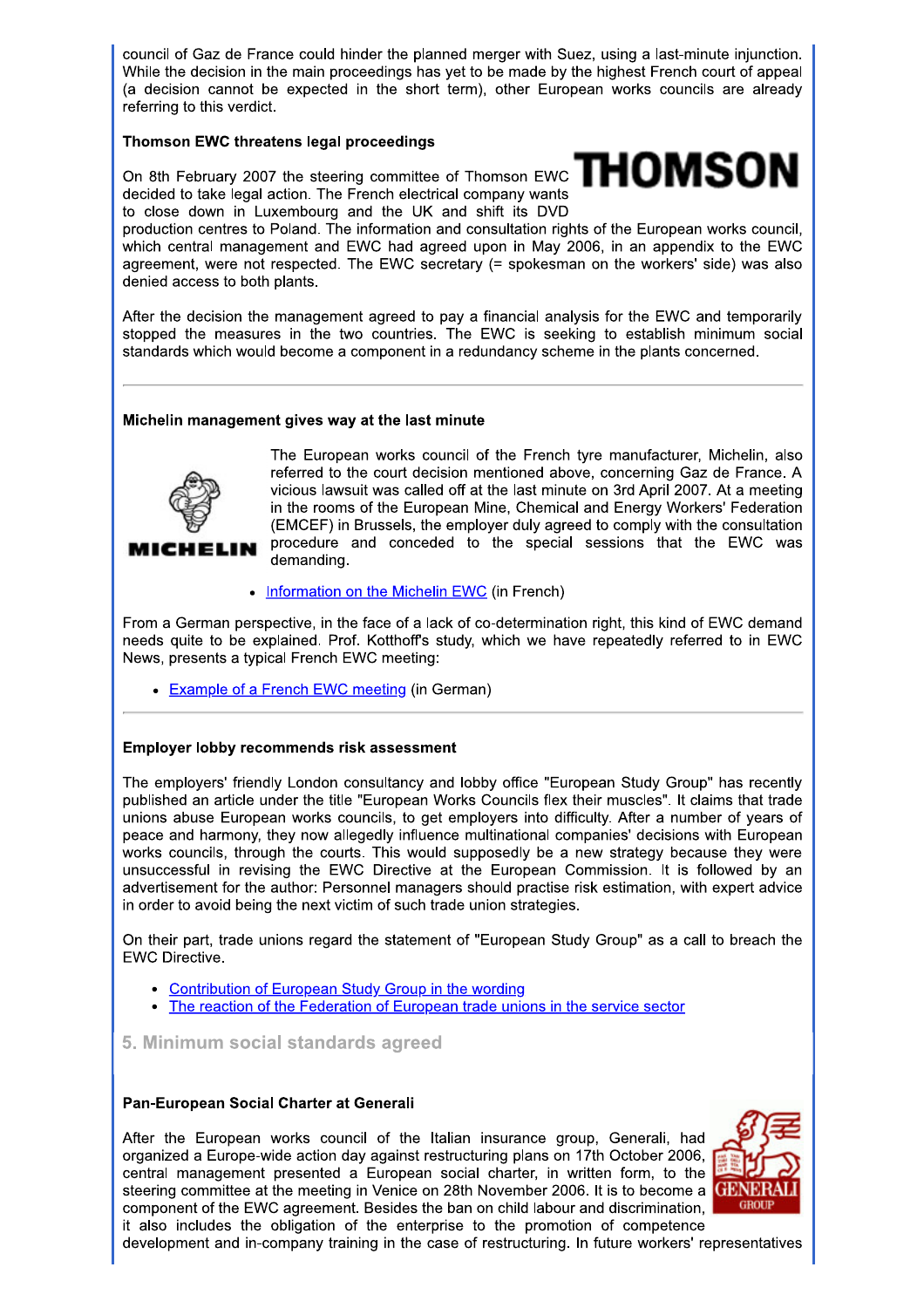council of Gaz de France could hinder the planned merger with Suez, using a last-minute injunction. While the decision in the main proceedings has yet to be made by the highest French court of appeal (a decision cannot be expected in the short term), other European works councils are already referring to this verdict.

### Thomson EWC threatens legal proceedings

On 8th February 2007 the steering committee of Thomson EWC decided to take legal action. The French electrical company wants to close down in Luxembourg and the UK and shift its DVD production centres to Poland. The information and consultation rights of the European works council, which central management and EWC had agreed upon in May 2006, in an appendix to the EWC agreement, were not respected. The EWC secretary (= spokesman on the workers' side) was also denied access to both plants.

After the decision the management agreed to pay a financial analysis for the EWC and temporarily stopped the measures in the two countries. The EWC is seeking to establish minimum social standards which would become a component in a redundancy scheme in the plants concerned.

---

### Michelin management gives way at the last minute

The European works council of the French tyre manufacturer, Michelin, also referred to the court decision mentioned above, concerning Gaz de France. A vicious lawsuit was called off at the last minute on 3rd April 2007. At a meeting in the rooms of the European Mine, Chemical and Energy Workers' Federation (EMCEF) in Brussels, the employer duly agreed to comply with the consultation procedure and conceded to the special sessions that the EWC was demanding.

- Information on the Michelin EWC (in French)

From a German perspective, in the face of a lack of co-determination right, this kind of EWC demand needs quite to be explained. Prof. Kotthoff's study, which we have repeatedly referred to in EWC News, presents a typical French EWC meeting:

- Example of a French EWC meeting (in German)

---

### Employer lobby recommends risk assessment

The employers' friendly London consultancy and lobby office "European Study Group" has recently published an article under the title "European Works Councils flex their muscles". It claims that trade unions abuse European works councils, to get employers into difficulty. After a number of years of peace and harmony, they now allegedly influence multinational companies' decisions with European works councils, through the courts. This would supposedly be a new strategy because they were unsuccessful in revising the EWC Directive at the European Commission. It is followed by an advertisement for the author: Personnel managers should practise risk estimation, with expert advice in order to avoid being the next victim of such trade union strategies.

On their part, trade unions regard the statement of "European Study Group" as a call to breach the EWC Directive.

- Contribution of European Study Group in the wording
- The reaction of the Federation of European trade unions in the service sector

## 5. Minimum social standards agreed

### Pan-European Social Charter at Generali

After the European works council of the Italian insurance group, Generali, had organized a Europe-wide action day against restructuring plans on 17th October 2006, central management presented a European social charter, in written form, to the steering committee at the meeting in Venice on 28th November 2006. It is to become a component of the EWC agreement. Besides the ban on child labour and discrimination, it also includes the obligation of the enterprise to the promotion of competence development and in-company training in the case of restructuring. In future workers' representatives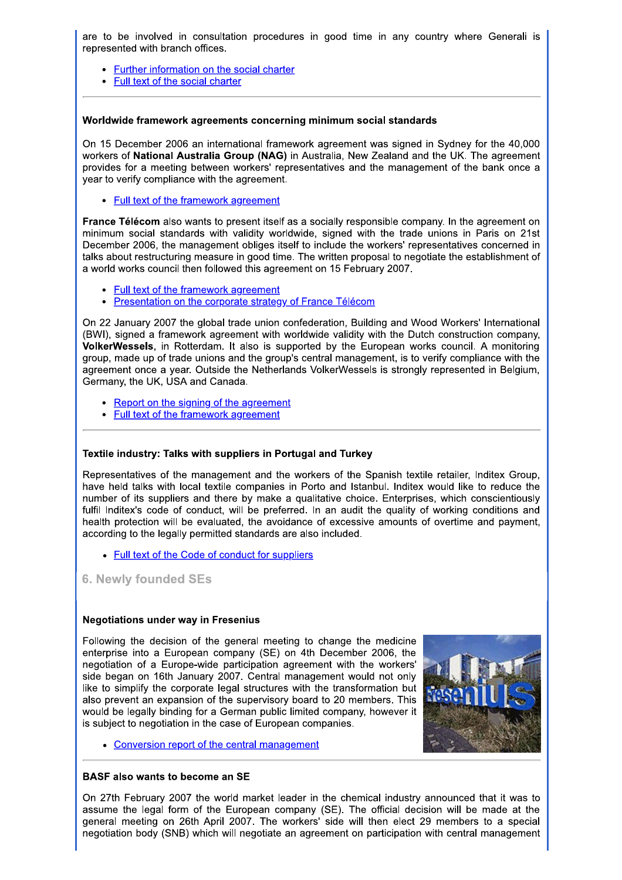are to be involved in consultation procedures in good time in any country where Generali is represented with branch offices.

- Further information on the social charter
- Full text of the social charter

---

### Worldwide framework agreements concerning minimum social standards

On 15 December 2006 an international framework agreement was signed in Sydney for the 40,000 workers of **National Australia Group (NAG)** in Australia, New Zealand and the UK. The agreement provides for a meeting between workers' representatives and the management of the bank once a year to verify compliance with the agreement.

- Full text of the framework agreement

**France Télécom** also wants to present itself as a socially responsible company. In the agreement on minimum social standards with validity worldwide, signed with the trade unions in Paris on 21st December 2006, the management obliges itself to include the workers' representatives concerned in talks about restructuring measure in good time. The written proposal to negotiate the establishment of a world works council then followed this agreement on 15 February 2007.

- Full text of the framework agreement
- Presentation on the corporate strategy of France Télécom

On 22 January 2007 the global trade union confederation, Building and Wood Workers' International (BWI), signed a framework agreement with worldwide validity with the Dutch construction company, **VolkerWessels**, in Rotterdam. It also is supported by the European works council. A monitoring group, made up of trade unions and the group's central management, is to verify compliance with the agreement once a year. Outside the Netherlands VolkerWessels is strongly represented in Belgium, Germany, the UK, USA and Canada.

- Report on the signing of the agreement
- Full text of the framework agreement

---

### Textile industry: Talks with suppliers in Portugal and Turkey

Representatives of the management and the workers of the Spanish textile retailer, Inditex Group, have held talks with local textile companies in Porto and Istanbul. Inditex would like to reduce the number of its suppliers and there by make a qualitative choice. Enterprises, which conscientiously fulfil Inditex's code of conduct, will be preferred. In an audit the quality of working conditions and health protection will be evaluated, the avoidance of excessive amounts of overtime and payment, according to the legally permitted standards are also included.

- Full text of the Code of conduct for suppliers

## 6. Newly founded SEs

### Negotiations under way in Fresenius

Following the decision of the general meeting to change the medicine enterprise into a European company (SE) on 4th December 2006, the negotiation of a Europe-wide participation agreement with the workers' side began on 16th January 2007. Central management would not only like to simplify the corporate legal structures with the transformation but also prevent an expansion of the supervisory board to 20 members. This would be legally binding for a German public limited company, however it is subject to negotiation in the case of European companies.

- Conversion report of the central management

---

### BASF also wants to become an SE

On 27th February 2007 the world market leader in the chemical industry announced that it was to assume the legal form of the European company (SE). The official decision will be made at the general meeting on 26th April 2007. The workers' side will then elect 29 members to a special negotiation body (SNB) which will negotiate an agreement on participation with central management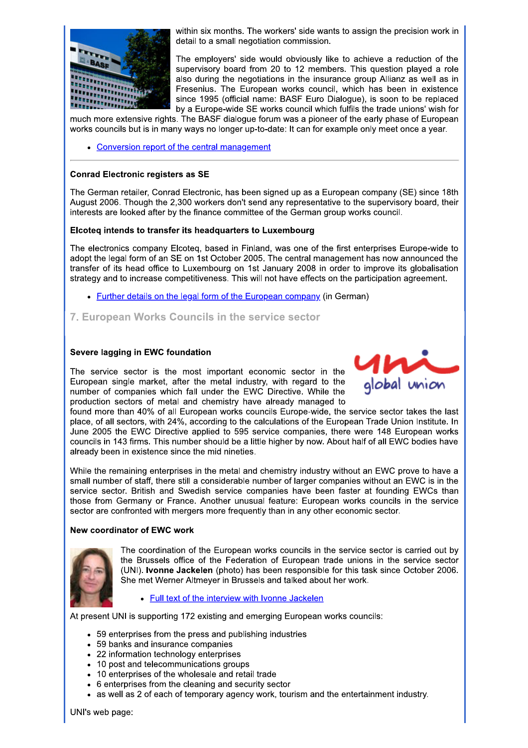within six months. The workers' side wants to assign the precision work in detail to a small negotiation commission.

The employers' side would obviously like to achieve a reduction of the supervisory board from 20 to 12 members. This question played a role also during the negotiations in the insurance group Allianz as well as in Fresenius. The European works council, which has been in existence since 1995 (official name: BASF Euro Dialogue), is soon to be replaced by a Europe-wide SE works council which fulfils the trade unions' wish for much more extensive rights. The BASF dialogue forum was a pioneer of the early phase of European works councils but is in many ways no longer up-to-date: It can for example only meet once a year.

- Conversion report of the central management

---

**Conrad Electronic registers as SE**

The German retailer, Conrad Electronic, has been signed up as a European company (SE) since 18th August 2006. Though the 2,300 workers don't send any representative to the supervisory board, their interests are looked after by the finance committee of the German group works council.

**Elcoteq intends to transfer its headquarters to Luxembourg**

The electronics company Elcoteq, based in Finland, was one of the first enterprises Europe-wide to adopt the legal form of an SE on 1st October 2005. The central management has now announced the transfer of its head office to Luxembourg on 1st January 2008 in order to improve its globalisation strategy and to increase competitiveness. This will not have effects on the participation agreement.

- Further details on the legal form of the European company (in German)

## 7. European Works Councils in the service sector

**Severe lagging in EWC foundation**

The service sector is the most important economic sector in the European single market, after the metal industry, with regard to the number of companies which fall under the EWC Directive. While the production sectors of metal and chemistry have already managed to found more than 40% of all European works councils Europe-wide, the service sector takes the last place, of all sectors, with 24%, according to the calculations of the European Trade Union Institute. In June 2005 the EWC Directive applied to 595 service companies, there were 148 European works councils in 143 firms. This number should be a little higher by now. About half of all EWC bodies have already been in existence since the mid nineties.

While the remaining enterprises in the metal and chemistry industry without an EWC prove to have a small number of staff, there still a considerable number of larger companies without an EWC is in the service sector. British and Swedish service companies have been faster at founding EWCs than those from Germany or France. Another unusual feature: European works councils in the service sector are confronted with mergers more frequently than in any other economic sector.

**New coordinator of EWC work**

The coordination of the European works councils in the service sector is carried out by the Brussels office of the Federation of European trade unions in the service sector (UNI). **Ivonne Jackelen** (photo) has been responsible for this task since October 2006. She met Werner Altmeyer in Brussels and talked about her work.

- Full text of the interview with Ivonne Jackelen

At present UNI is supporting 172 existing and emerging European works councils:

- 59 enterprises from the press and publishing industries
- 59 banks and insurance companies
- 22 information technology enterprises
- 10 post and telecommunications groups
- 10 enterprises of the wholesale and retail trade
- 6 enterprises from the cleaning and security sector
- as well as 2 of each of temporary agency work, tourism and the entertainment industry.

UNI's web page: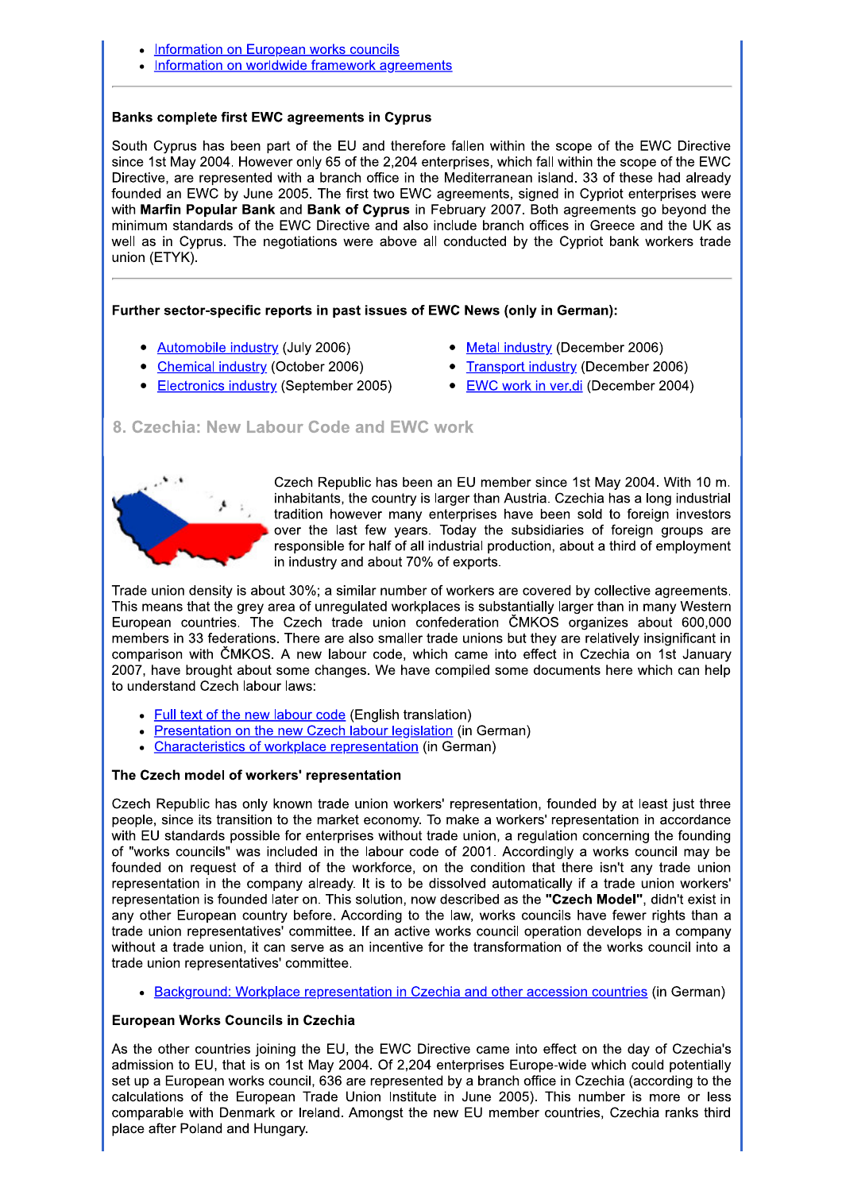- Information on European works councils
- Information on worldwide framework agreements

---

**Banks complete first EWC agreements in Cyprus**

South Cyprus has been part of the EU and therefore fallen within the scope of the EWC Directive since 1st May 2004. However only 65 of the 2,204 enterprises, which fall within the scope of the EWC Directive, are represented with a branch office in the Mediterranean island. 33 of these had already founded an EWC by June 2005. The first two EWC agreements, signed in Cypriot enterprises were with **Marfin Popular Bank** and **Bank of Cyprus** in February 2007. Both agreements go beyond the minimum standards of the EWC Directive and also include branch offices in Greece and the UK as well as in Cyprus. The negotiations were above all conducted by the Cypriot bank workers trade union (ETYK).

---

**Further sector-specific reports in past issues of EWC News (only in German):**

- Automobile industry (July 2006)
- Chemical industry (October 2006)
- Electronics industry (September 2005)
- Metal industry (December 2006)
- Transport industry (December 2006)
- EWC work in ver.di (December 2004)

## 8. Czechia: New Labour Code and EWC work

Czech Republic has been an EU member since 1st May 2004. With 10 m. inhabitants, the country is larger than Austria. Czechia has a long industrial tradition however many enterprises have been sold to foreign investors over the last few years. Today the subsidiaries of foreign groups are responsible for half of all industrial production, about a third of employment in industry and about 70% of exports.

Trade union density is about 30%; a similar number of workers are covered by collective agreements. This means that the grey area of unregulated workplaces is substantially larger than in many Western European countries. The Czech trade union confederation ČMKOS organizes about 600,000 members in 33 federations. There are also smaller trade unions but they are relatively insignificant in comparison with ČMKOS. A new labour code, which came into effect in Czechia on 1st January 2007, have brought about some changes. We have compiled some documents here which can help to understand Czech labour laws:

- Full text of the new labour code (English translation)
- Presentation on the new Czech labour legislation (in German)
- Characteristics of workplace representation (in German)

**The Czech model of workers' representation**

Czech Republic has only known trade union workers' representation, founded by at least just three people, since its transition to the market economy. To make a workers' representation in accordance with EU standards possible for enterprises without trade union, a regulation concerning the founding of "works councils" was included in the labour code of 2001. Accordingly a works council may be founded on request of a third of the workforce, on the condition that there isn't any trade union representation in the company already. It is to be dissolved automatically if a trade union workers' representation is founded later on. This solution, now described as the **"Czech Model"**, didn't exist in any other European country before. According to the law, works councils have fewer rights than a trade union representatives' committee. If an active works council operation develops in a company without a trade union, it can serve as an incentive for the transformation of the works council into a trade union representatives' committee.

- Background: Workplace representation in Czechia and other accession countries (in German)

**European Works Councils in Czechia**

As the other countries joining the EU, the EWC Directive came into effect on the day of Czechia's admission to EU, that is on 1st May 2004. Of 2,204 enterprises Europe-wide which could potentially set up a European works council, 636 are represented by a branch office in Czechia (according to the calculations of the European Trade Union Institute in June 2005). This number is more or less comparable with Denmark or Ireland. Amongst the new EU member countries, Czechia ranks third place after Poland and Hungary.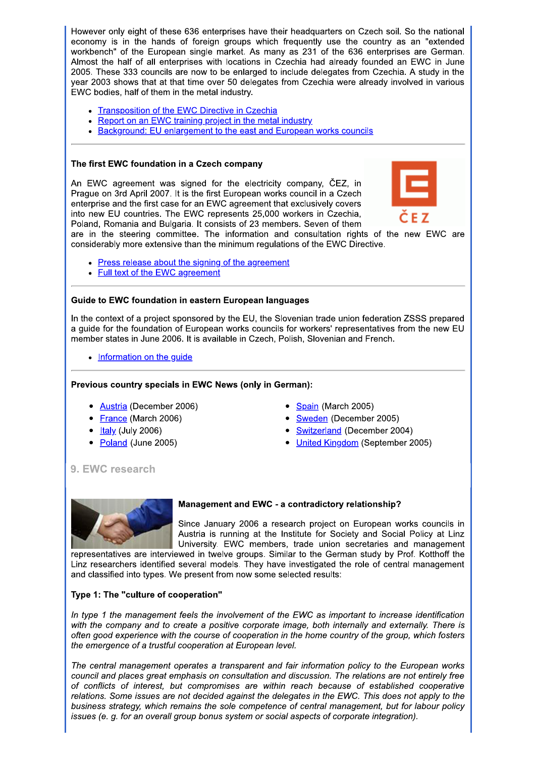However only eight of these 636 enterprises have their headquarters on Czech soil. So the national economy is in the hands of foreign groups which frequently use the country as an "extended workbench" of the European single market. As many as 231 of the 636 enterprises are German. Almost the half of all enterprises with locations in Czechia had already founded an EWC in June 2005. These 333 councils are now to be enlarged to include delegates from Czechia. A study in the year 2003 shows that at that time over 50 delegates from Czechia were already involved in various EWC bodies, half of them in the metal industry.

- Transposition of the EWC Directive in Czechia
- Report on an EWC training project in the metal industry
- Background: EU enlargement to the east and European works councils

---

**The first EWC foundation in a Czech company**

An EWC agreement was signed for the electricity company, ČEZ, in Prague on 3rd April 2007. It is the first European works council in a Czech enterprise and the first case for an EWC agreement that exclusively covers into new EU countries. The EWC represents 25,000 workers in Czechia, Poland, Romania and Bulgaria. It consists of 23 members. Seven of them are in the steering committee. The information and consultation rights of the new EWC are considerably more extensive than the minimum regulations of the EWC Directive.

- Press release about the signing of the agreement
- Full text of the EWC agreement

---

**Guide to EWC foundation in eastern European languages**

In the context of a project sponsored by the EU, the Slovenian trade union federation ZSSS prepared a guide for the foundation of European works councils for workers' representatives from the new EU member states in June 2006. It is available in Czech, Polish, Slovenian and French.

- Information on the guide

---

**Previous country specials in EWC News (only in German):**

- Austria (December 2006)
- France (March 2006)
- Italy (July 2006)
- Poland (June 2005)
- Spain (March 2005)
- Sweden (December 2005)
- Switzerland (December 2004)
- United Kingdom (September 2005)

## 9. EWC research

**Management and EWC - a contradictory relationship?**

Since January 2006 a research project on European works councils in Austria is running at the Institute for Society and Social Policy at Linz University. EWC members, trade union secretaries and management representatives are interviewed in twelve groups. Similar to the German study by Prof. Kotthoff the Linz researchers identified several models. They have investigated the role of central management and classified into types. We present from now some selected results:

**Type 1: The "culture of cooperation"**

*In type 1 the management feels the involvement of the EWC as important to increase identification with the company and to create a positive corporate image, both internally and externally. There is often good experience with the course of cooperation in the home country of the group, which fosters the emergence of a trustful cooperation at European level.*

*The central management operates a transparent and fair information policy to the European works council and places great emphasis on consultation and discussion. The relations are not entirely free of conflicts of interest, but compromises are within reach because of established cooperative relations. Some issues are not decided against the delegates in the EWC. This does not apply to the business strategy, which remains the sole competence of central management, but for labour policy issues (e. g. for an overall group bonus system or social aspects of corporate integration).*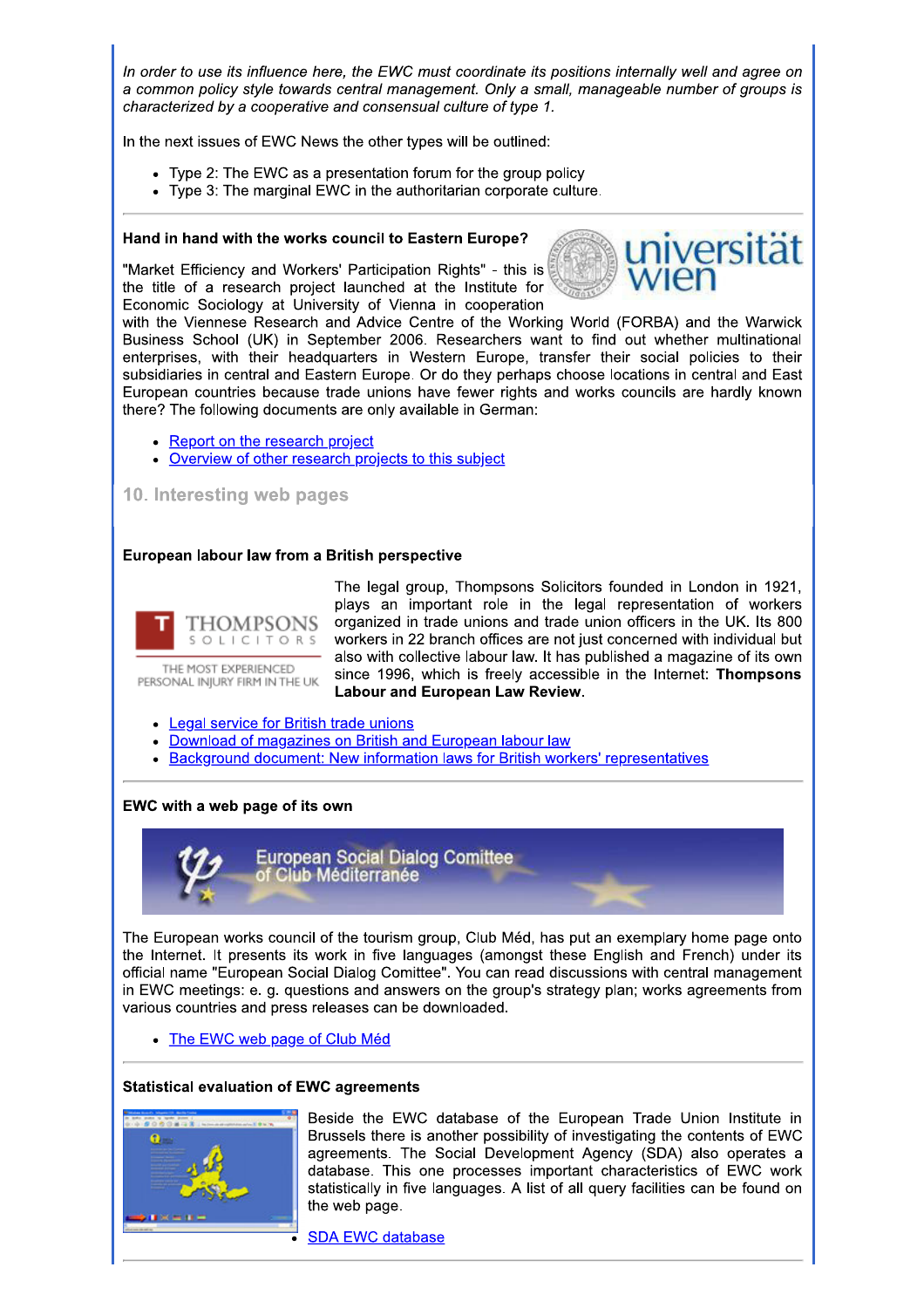*In order to use its influence here, the EWC must coordinate its positions internally well and agree on a common policy style towards central management. Only a small, manageable number of groups is characterized by a cooperative and consensual culture of type 1.*

In the next issues of EWC News the other types will be outlined:

- Type 2: The EWC as a presentation forum for the group policy
- Type 3: The marginal EWC in the authoritarian corporate culture.

---

**Hand in hand with the works council to Eastern Europe?**

"Market Efficiency and Workers' Participation Rights" - this is the title of a research project launched at the Institute for Economic Sociology at University of Vienna in cooperation with the Viennese Research and Advice Centre of the Working World (FORBA) and the Warwick Business School (UK) in September 2006. Researchers want to find out whether multinational enterprises, with their headquarters in Western Europe, transfer their social policies to their subsidiaries in central and Eastern Europe. Or do they perhaps choose locations in central and East European countries because trade unions have fewer rights and works councils are hardly known there? The following documents are only available in German:

- Report on the research project
- Overview of other research projects to this subject

## 10. Interesting web pages

**European labour law from a British perspective**

The legal group, Thompsons Solicitors founded in London in 1921, plays an important role in the legal representation of workers organized in trade unions and trade union officers in the UK. Its 800 workers in 22 branch offices are not just concerned with individual but also with collective labour law. It has published a magazine of its own since 1996, which is freely accessible in the Internet: **Thompsons Labour and European Law Review**.

- Legal service for British trade unions
- Download of magazines on British and European labour law
- Background document: New information laws for British workers' representatives

---

**EWC with a web page of its own**

The European works council of the tourism group, Club Méd, has put an exemplary home page onto the Internet. It presents its work in five languages (amongst these English and French) under its official name "European Social Dialog Comittee". You can read discussions with central management in EWC meetings: e. g. questions and answers on the group's strategy plan; works agreements from various countries and press releases can be downloaded.

- The EWC web page of Club Méd

---

**Statistical evaluation of EWC agreements**

Beside the EWC database of the European Trade Union Institute in Brussels there is another possibility of investigating the contents of EWC agreements. The Social Development Agency (SDA) also operates a database. This one processes important characteristics of EWC work statistically in five languages. A list of all query facilities can be found on the web page.

- SDA EWC database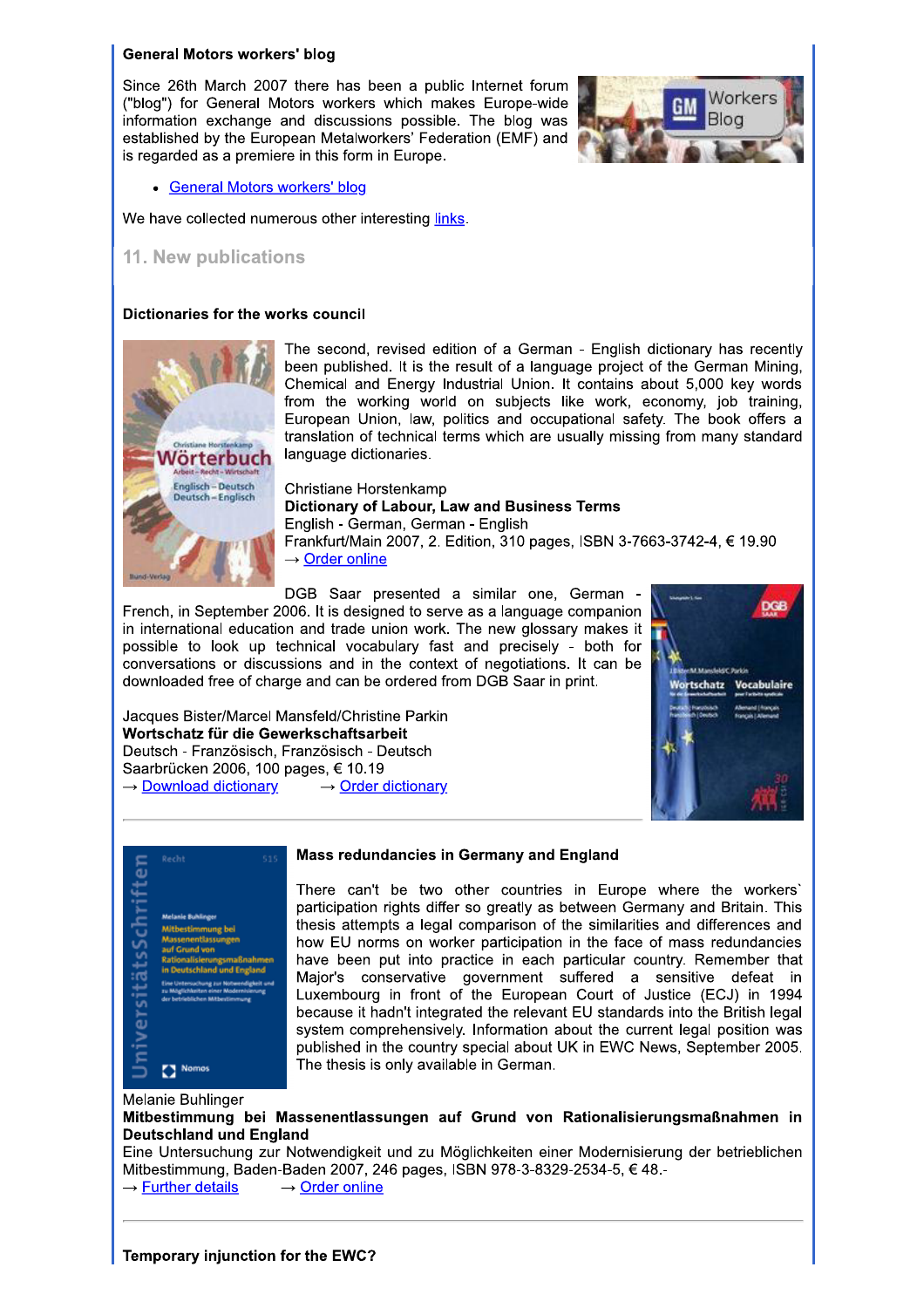**General Motors workers' blog**

Since 26th March 2007 there has been a public Internet forum ("blog") for General Motors workers which makes Europe-wide information exchange and discussions possible. The blog was established by the European Metalworkers' Federation (EMF) and is regarded as a premiere in this form in Europe.

- General Motors workers' blog

We have collected numerous other interesting links.

## 11. New publications

**Dictionaries for the works council**

The second, revised edition of a German - English dictionary has recently been published. It is the result of a language project of the German Mining, Chemical and Energy Industrial Union. It contains about 5,000 key words from the working world on subjects like work, economy, job training, European Union, law, politics and occupational safety. The book offers a translation of technical terms which are usually missing from many standard language dictionaries.

Christiane Horstenkamp
**Dictionary of Labour, Law and Business Terms**
English - German, German - English
Frankfurt/Main 2007, 2. Edition, 310 pages, ISBN 3-7663-3742-4, € 19.90
→ Order online

DGB Saar presented a similar one, German - French, in September 2006. It is designed to serve as a language companion in international education and trade union work. The new glossary makes it possible to look up technical vocabulary fast and precisely - both for conversations or discussions and in the context of negotiations. It can be downloaded free of charge and can be ordered from DGB Saar in print.

Jacques Bister/Marcel Mansfeld/Christine Parkin
**Wortschatz für die Gewerkschaftsarbeit**
Deutsch - Französisch, Französisch - Deutsch
Saarbrücken 2006, 100 pages, € 10.19
→ Download dictionary → Order dictionary

---

**Mass redundancies in Germany and England**

There can't be two other countries in Europe where the workers` participation rights differ so greatly as between Germany and Britain. This thesis attempts a legal comparison of the similarities and differences and how EU norms on worker participation in the face of mass redundancies have been put into practice in each particular country. Remember that Major's conservative government suffered a sensitive defeat in Luxembourg in front of the European Court of Justice (ECJ) in 1994 because it hadn't integrated the relevant EU standards into the British legal system comprehensively. Information about the current legal position was published in the country special about UK in EWC News, September 2005. The thesis is only available in German.

Melanie Buhlinger
**Mitbestimmung bei Massenentlassungen auf Grund von Rationalisierungsmaßnahmen in Deutschland und England**
Eine Untersuchung zur Notwendigkeit und zu Möglichkeiten einer Modernisierung der betrieblichen Mitbestimmung, Baden-Baden 2007, 246 pages, ISBN 978-3-8329-2534-5, € 48.-
→ Further details → Order online

---

**Temporary injunction for the EWC?**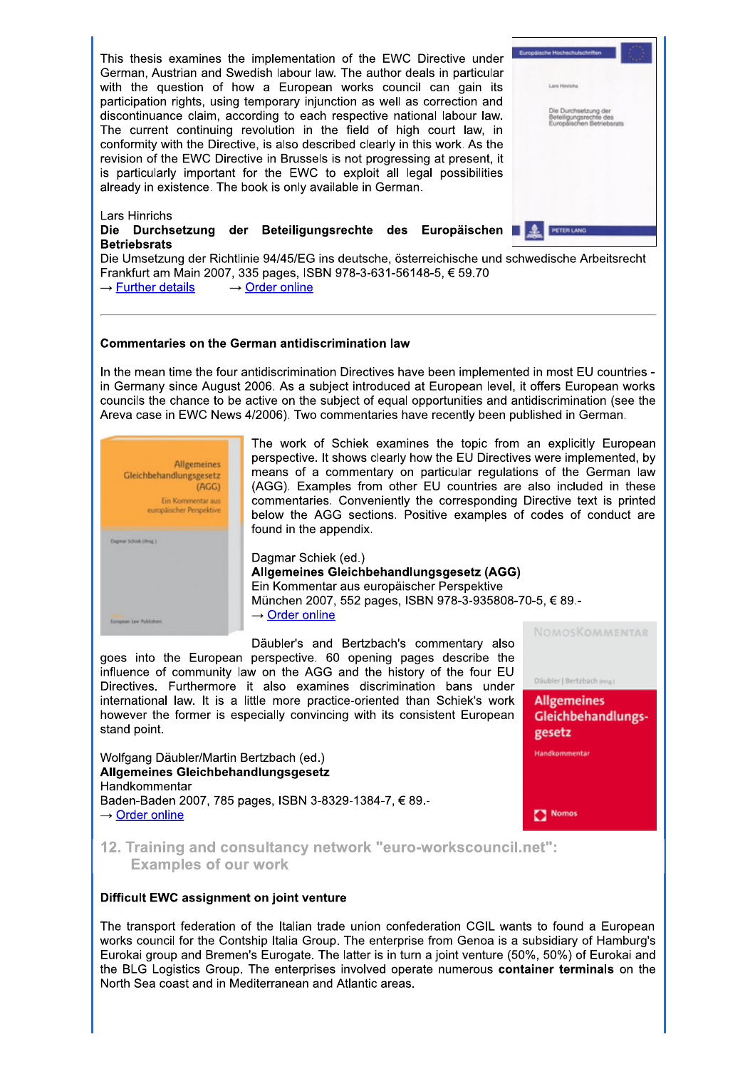This thesis examines the implementation of the EWC Directive under German, Austrian and Swedish labour law. The author deals in particular with the question of how a European works council can gain its participation rights, using temporary injunction as well as correction and discontinuance claim, according to each respective national labour law. The current continuing revolution in the field of high court law, in conformity with the Directive, is also described clearly in this work. As the revision of the EWC Directive in Brussels is not progressing at present, it is particularly important for the EWC to exploit all legal possibilities already in existence. The book is only available in German.

Lars Hinrichs
**Die Durchsetzung der Beteiligungsrechte des Europäischen Betriebsrats**
Die Umsetzung der Richtlinie 94/45/EG ins deutsche, österreichische und schwedische Arbeitsrecht
Frankfurt am Main 2007, 335 pages, ISBN 978-3-631-56148-5, € 59.70
→ Further details → Order online

---

**Commentaries on the German antidiscrimination law**

In the mean time the four antidiscrimination Directives have been implemented in most EU countries - in Germany since August 2006. As a subject introduced at European level, it offers European works councils the chance to be active on the subject of equal opportunities and antidiscrimination (see the Areva case in EWC News 4/2006). Two commentaries have recently been published in German.

The work of Schiek examines the topic from an explicitly European perspective. It shows clearly how the EU Directives were implemented, by means of a commentary on particular regulations of the German law (AGG). Examples from other EU countries are also included in these commentaries. Conveniently the corresponding Directive text is printed below the AGG sections. Positive examples of codes of conduct are found in the appendix.

Dagmar Schiek (ed.)
**Allgemeines Gleichbehandlungsgesetz (AGG)**
Ein Kommentar aus europäischer Perspektive
München 2007, 552 pages, ISBN 978-3-935808-70-5, € 89.-
→ Order online

Däubler's and Bertzbach's commentary also goes into the European perspective. 60 opening pages describe the influence of community law on the AGG and the history of the four EU Directives. Furthermore it also examines discrimination bans under international law. It is a little more practice-oriented than Schiek's work however the former is especially convincing with its consistent European stand point.

Wolfgang Däubler/Martin Bertzbach (ed.)
**Allgemeines Gleichbehandlungsgesetz**
Handkommentar
Baden-Baden 2007, 785 pages, ISBN 3-8329-1384-7, € 89.-
→ Order online

## 12. Training and consultancy network "euro-workscouncil.net": Examples of our work

**Difficult EWC assignment on joint venture**

The transport federation of the Italian trade union confederation CGIL wants to found a European works council for the Contship Italia Group. The enterprise from Genoa is a subsidiary of Hamburg's Eurokai group and Bremen's Eurogate. The latter is in turn a joint venture (50%, 50%) of Eurokai and the BLG Logistics Group. The enterprises involved operate numerous **container terminals** on the North Sea coast and in Mediterranean and Atlantic areas.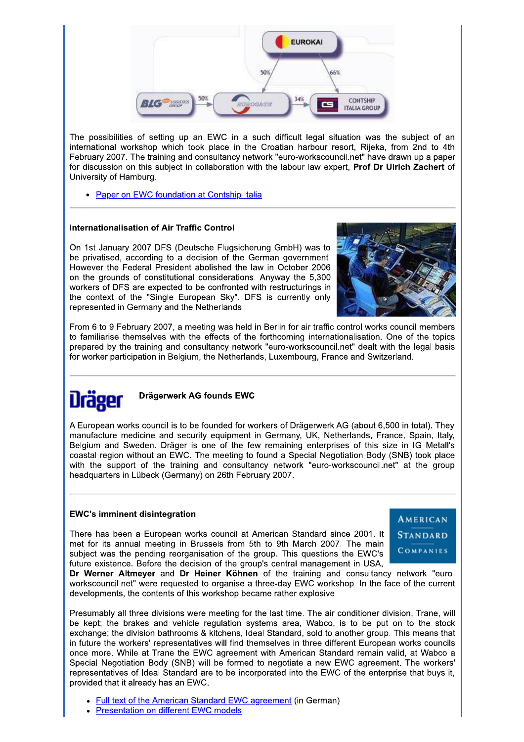The possibilities of setting up an EWC in a such difficult legal situation was the subject of an international workshop which took place in the Croatian harbour resort, Rijeka, from 2nd to 4th February 2007. The training and consultancy network "euro-workscouncil.net" have drawn up a paper for discussion on this subject in collaboration with the labour law expert, **Prof Dr Ulrich Zachert** of University of Hamburg.

- Paper on EWC foundation at Contship Italia

---

### Internationalisation of Air Traffic Control

On 1st January 2007 DFS (Deutsche Flugsicherung GmbH) was to be privatised, according to a decision of the German government. However the Federal President abolished the law in October 2006 on the grounds of constitutional considerations. Anyway the 5,300 workers of DFS are expected to be confronted with restructurings in the context of the "Single European Sky". DFS is currently only represented in Germany and the Netherlands.

From 6 to 9 February 2007, a meeting was held in Berlin for air traffic control works council members to familiarise themselves with the effects of the forthcoming internationalisation. One of the topics prepared by the training and consultancy network "euro-workscouncil.net" dealt with the legal basis for worker participation in Belgium, the Netherlands, Luxembourg, France and Switzerland.

---

### Drägerwerk AG founds EWC

A European works council is to be founded for workers of Drägerwerk AG (about 6,500 in total). They manufacture medicine and security equipment in Germany, UK, Netherlands, France, Spain, Italy, Belgium and Sweden. Dräger is one of the few remaining enterprises of this size in IG Metall's coastal region without an EWC. The meeting to found a Special Negotiation Body (SNB) took place with the support of the training and consultancy network "euro-workscouncil.net" at the group headquarters in Lübeck (Germany) on 26th February 2007.

---

### EWC's imminent disintegration

There has been a European works council at American Standard since 2001. It met for its annual meeting in Brussels from 5th to 9th March 2007. The main subject was the pending reorganisation of the group. This questions the EWC's future existence. Before the decision of the group's central management in USA, **Dr Werner Altmeyer** and **Dr Heiner Köhnen** of the training and consultancy network "euro-workscouncil.net" were requested to organise a three-day EWC workshop. In the face of the current developments, the contents of this workshop became rather explosive.

Presumably all three divisions were meeting for the last time. The air conditioner division, Trane, will be kept; the brakes and vehicle regulation systems area, Wabco, is to be put on to the stock exchange; the division bathrooms & kitchens, Ideal Standard, sold to another group. This means that in future the workers' representatives will find themselves in three different European works councils once more. While at Trane the EWC agreement with American Standard remain valid, at Wabco a Special Negotiation Body (SNB) will be formed to negotiate a new EWC agreement. The workers' representatives of Ideal Standard are to be incorporated into the EWC of the enterprise that buys it, provided that it already has an EWC.

- Full text of the American Standard EWC agreement (in German)
- Presentation on different EWC models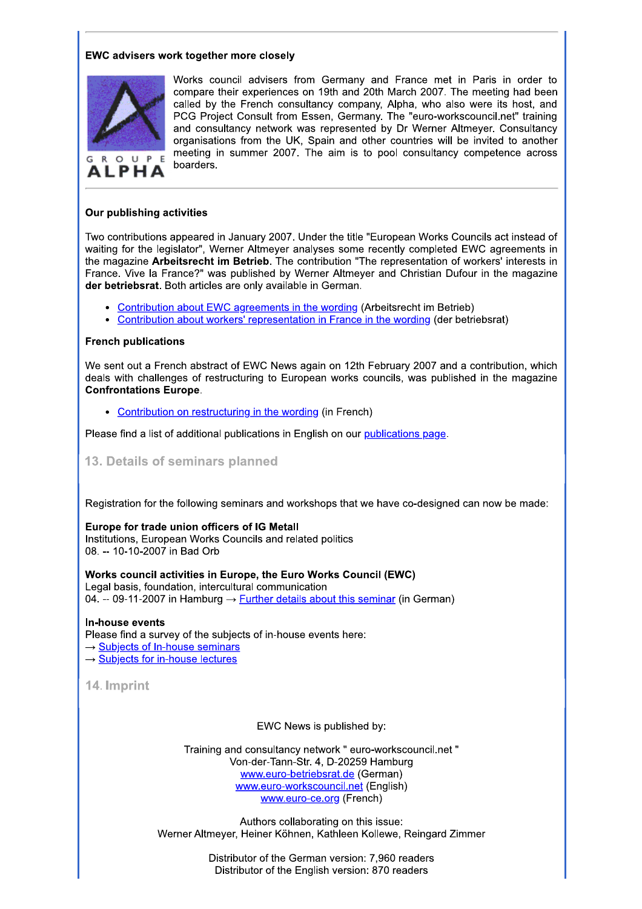### EWC advisers work together more closely

Works council advisers from Germany and France met in Paris in order to compare their experiences on 19th and 20th March 2007. The meeting had been called by the French consultancy company, Alpha, who also were its host, and PCG Project Consult from Essen, Germany. The "euro-workscouncil.net" training and consultancy network was represented by Dr Werner Altmeyer. Consultancy organisations from the UK, Spain and other countries will be invited to another meeting in summer 2007. The aim is to pool consultancy competence across boarders.

---

### Our publishing activities

Two contributions appeared in January 2007. Under the title "European Works Councils act instead of waiting for the legislator", Werner Altmeyer analyses some recently completed EWC agreements in the magazine **Arbeitsrecht im Betrieb**. The contribution "The representation of workers' interests in France. Vive la France?" was published by Werner Altmeyer and Christian Dufour in the magazine **der betriebsrat**. Both articles are only available in German.

- Contribution about EWC agreements in the wording (Arbeitsrecht im Betrieb)
- Contribution about workers' representation in France in the wording (der betriebsrat)

### French publications

We sent out a French abstract of EWC News again on 12th February 2007 and a contribution, which deals with challenges of restructuring to European works councils, was published in the magazine **Confrontations Europe**.

- Contribution on restructuring in the wording (in French)

Please find a list of additional publications in English on our publications page.

## 13. Details of seminars planned

Registration for the following seminars and workshops that we have co-designed can now be made:

**Europe for trade union officers of IG Metall**
Institutions, European Works Councils and related politics
08. -- 10-10-2007 in Bad Orb

**Works council activities in Europe, the Euro Works Council (EWC)**
Legal basis, foundation, intercultural communication
04. -- 09-11-2007 in Hamburg → Further details about this seminar (in German)

**In-house events**
Please find a survey of the subjects of in-house events here:
→ Subjects of In-house seminars
→ Subjects for in-house lectures

## 14. Imprint

EWC News is published by:

Training and consultancy network " euro-workscouncil.net "
Von-der-Tann-Str. 4, D-20259 Hamburg
www.euro-betriebsrat.de (German)
www.euro-workscouncil.net (English)
www.euro-ce.org (French)

Authors collaborating on this issue:
Werner Altmeyer, Heiner Köhnen, Kathleen Kollewe, Reingard Zimmer

Distributor of the German version: 7,960 readers
Distributor of the English version: 870 readers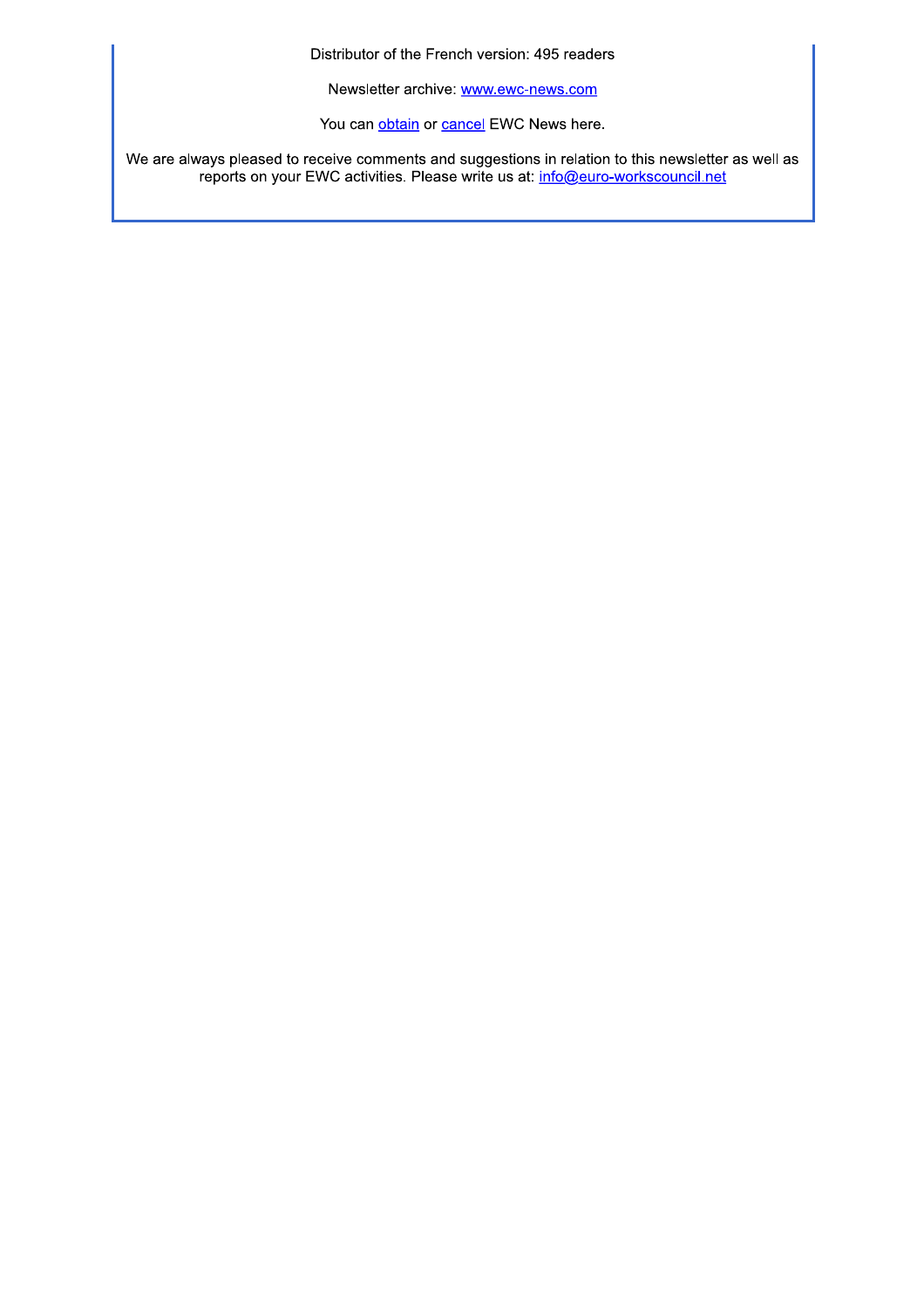Distributor of the French version: 495 readers

Newsletter archive: [www.ewc-news.com](http://www.ewc-news.com)

You can obtain or cancel EWC News here.

We are always pleased to receive comments and suggestions in relation to this newsletter as well as reports on your EWC activities. Please write us at: info@euro-workscouncil.net